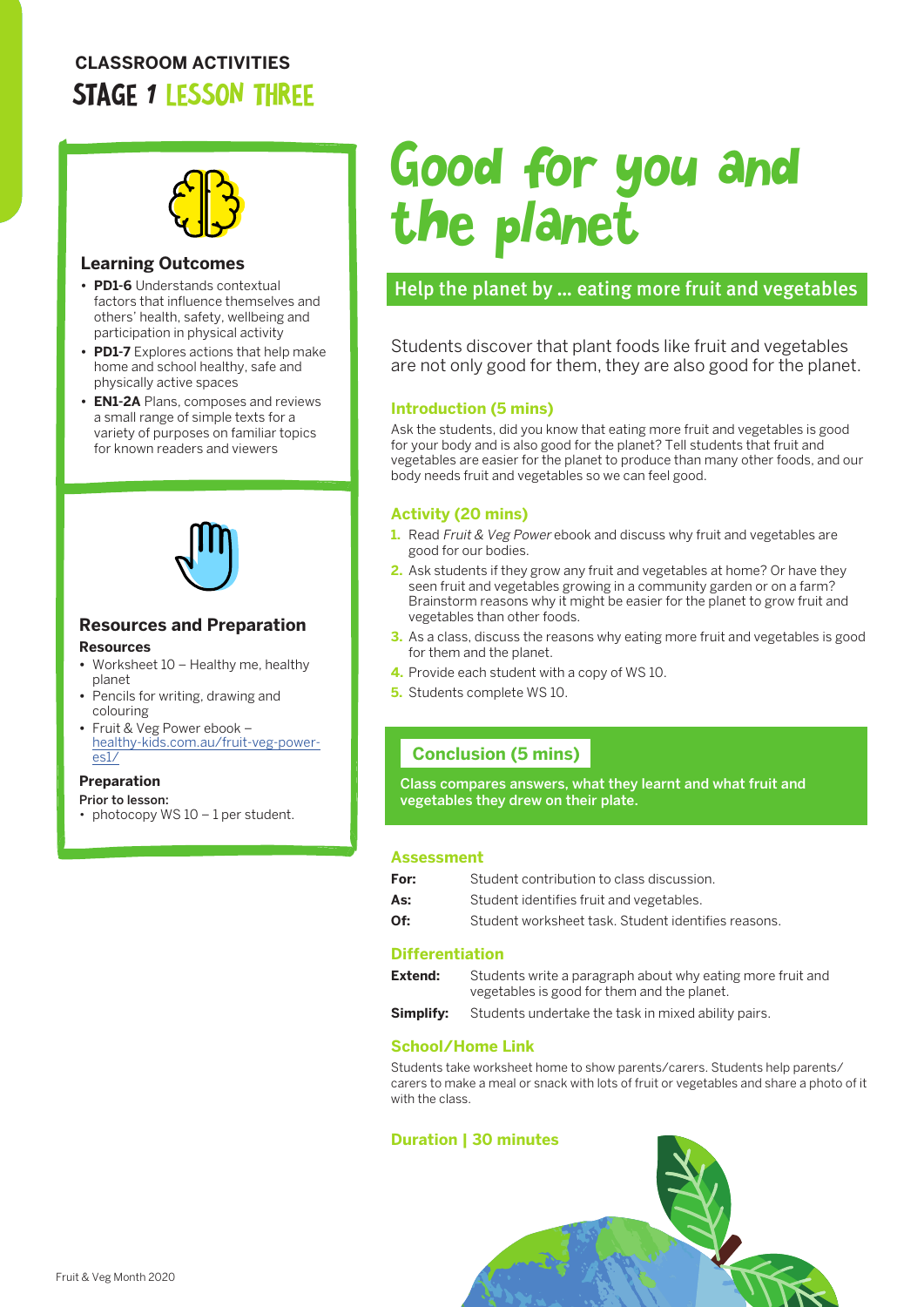**CLASSROOM ACTIVITIES**

# STAGE 1 LESSON THREE

# Good for you and the planet

## Help the planet by ... eating more fruit and vegetables

Students discover that plant foods like fruit and vegetables are not only good for them, they are also good for the planet.

### Learning Outcomes

- **PD1-6** Understands contextual factors that influence themselves and others' health, safety, wellbeing and participation in physical activity
- **PD1-7** Explores actions that help make home and school healthy, safe and physically active spaces
- **EN1-2A** Plans, composes and reviews a small range of simple texts for a variety of purposes on familiar topics for known readers and viewers

### Resources and Preparation

**Resources**

- Worksheet 10 – Healthy me, healthy planet
- Pencils for writing, drawing and colouring
- Fruit & Veg Power ebook – [healthy-kids.com.au/fruit-veg-power-es1/](healthy-kids.com.au/fruit-veg-power-es1/)

**Preparation**

Prior to lesson:

- photocopy WS 10 – 1 per student.

### Introduction (5 mins)

Ask the students, did you know that eating more fruit and vegetables is good for your body and is also good for the planet? Tell students that fruit and vegetables are easier for the planet to produce than many other foods, and our body needs fruit and vegetables so we can feel good.

### Activity (20 mins)

1. Read *Fruit & Veg Power* ebook and discuss why fruit and vegetables are good for our bodies.
2. Ask students if they grow any fruit and vegetables at home? Or have they seen fruit and vegetables growing in a community garden or on a farm? Brainstorm reasons why it might be easier for the planet to grow fruit and vegetables than other foods.
3. As a class, discuss the reasons why eating more fruit and vegetables is good for them and the planet.
4. Provide each student with a copy of WS 10.
5. Students complete WS 10.

### Conclusion (5 mins)

**Class compares answers, what they learnt and what fruit and vegetables they drew on their plate.**

### Assessment

**For:** Student contribution to class discussion.

**As:** Student identifies fruit and vegetables.

**Of:** Student worksheet task. Student identifies reasons.

### Differentiation

**Extend:** Students write a paragraph about why eating more fruit and vegetables is good for them and the planet.

**Simplify:** Students undertake the task in mixed ability pairs.

### School/Home Link

Students take worksheet home to show parents/carers. Students help parents/carers to make a meal or snack with lots of fruit or vegetables and share a photo of it with the class.

### Duration | 30 minutes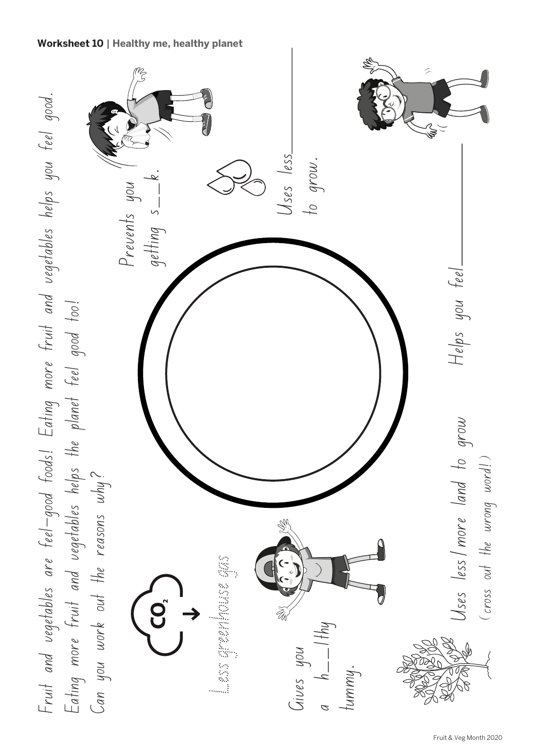# Worksheet 10 | Healthy me, healthy planet

Fruit and vegetables are feel-good foods! Eating more fruit and vegetables helps you feel good. Eating more fruit and vegetables helps the planet feel good too! Can you work out the reasons why?

$CO_2$

Less greenhouse gas

Gives you a h\_\_\_lthy tummy.

Uses less/more land to grow
(cross out the wrong word!)

Prevents you getting s\_\_\_k.

Uses less\_\_\_\_\_\_\_\_ to grow.

Helps you feel\_\_\_\_\_\_\_\_